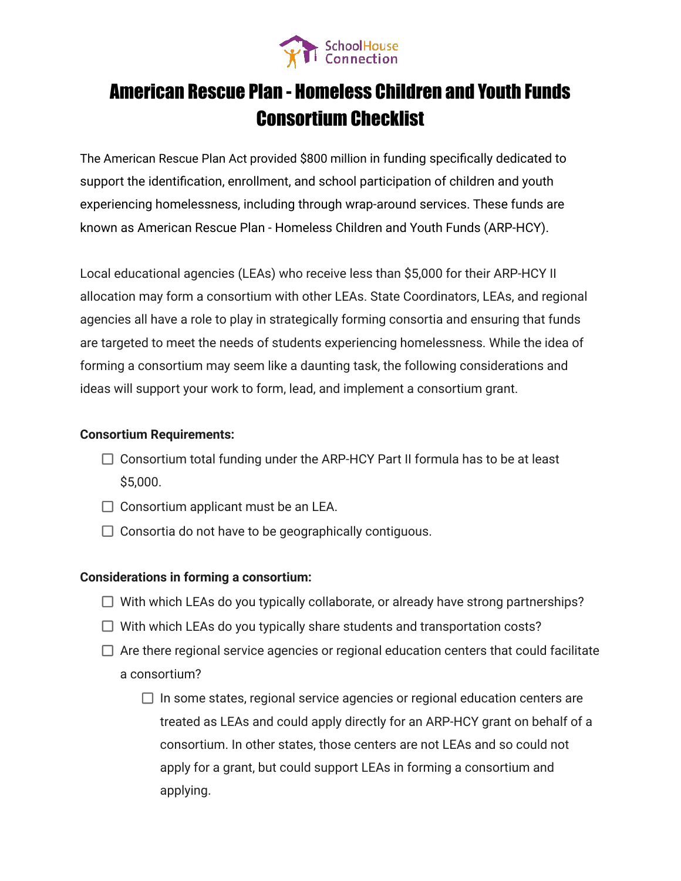# American Rescue Plan - Homeless Children and Youth Funds Consortium Checklist

The American Rescue Plan Act provided $800 million in funding specifically dedicated to support the identification, enrollment, and school participation of children and youth experiencing homelessness, including through wrap-around services. These funds are known as American Rescue Plan - Homeless Children and Youth Funds (ARP-HCY).

Local educational agencies (LEAs) who receive less than $5,000 for their ARP-HCY II allocation may form a consortium with other LEAs. State Coordinators, LEAs, and regional agencies all have a role to play in strategically forming consortia and ensuring that funds are targeted to meet the needs of students experiencing homelessness. While the idea of forming a consortium may seem like a daunting task, the following considerations and ideas will support your work to form, lead, and implement a consortium grant.

**Consortium Requirements:**

- [ ] Consortium total funding under the ARP-HCY Part II formula has to be at least $5,000.
- [ ] Consortium applicant must be an LEA.
- [ ] Consortia do not have to be geographically contiguous.

**Considerations in forming a consortium:**

- [ ] With which LEAs do you typically collaborate, or already have strong partnerships?
- [ ] With which LEAs do you typically share students and transportation costs?
- [ ] Are there regional service agencies or regional education centers that could facilitate a consortium?
  - [ ] In some states, regional service agencies or regional education centers are treated as LEAs and could apply directly for an ARP-HCY grant on behalf of a consortium. In other states, those centers are not LEAs and so could not apply for a grant, but could support LEAs in forming a consortium and applying.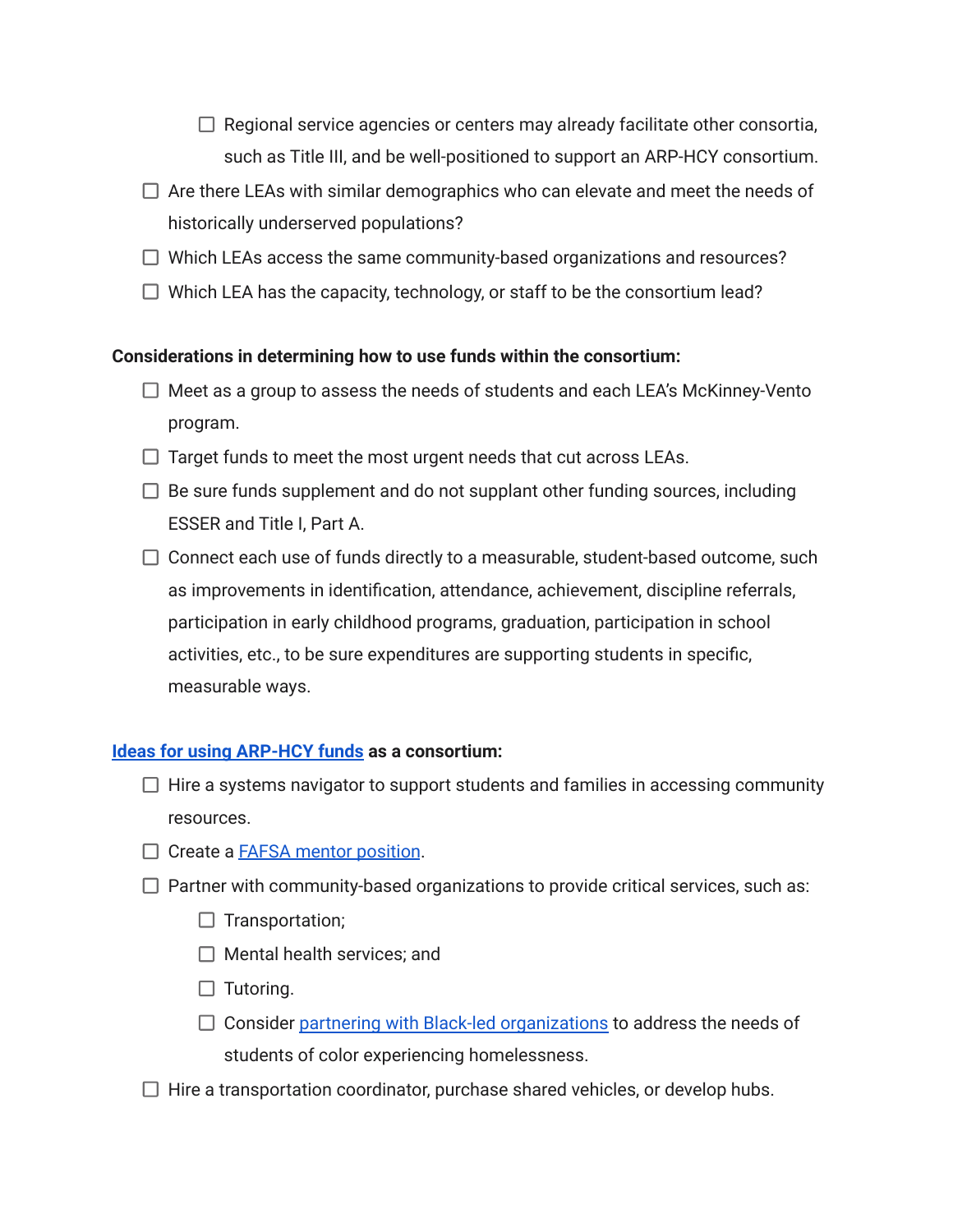- [ ] Regional service agencies or centers may already facilitate other consortia, such as Title III, and be well-positioned to support an ARP-HCY consortium.
- [ ] Are there LEAs with similar demographics who can elevate and meet the needs of historically underserved populations?
- [ ] Which LEAs access the same community-based organizations and resources?
- [ ] Which LEA has the capacity, technology, or staff to be the consortium lead?

**Considerations in determining how to use funds within the consortium:**

- [ ] Meet as a group to assess the needs of students and each LEA's McKinney-Vento program.
- [ ] Target funds to meet the most urgent needs that cut across LEAs.
- [ ] Be sure funds supplement and do not supplant other funding sources, including ESSER and Title I, Part A.
- [ ] Connect each use of funds directly to a measurable, student-based outcome, such as improvements in identification, attendance, achievement, discipline referrals, participation in early childhood programs, graduation, participation in school activities, etc., to be sure expenditures are supporting students in specific, measurable ways.

**Ideas for using ARP-HCY funds as a consortium:**

- [ ] Hire a systems navigator to support students and families in accessing community resources.
- [ ] Create a FAFSA mentor position.
- [ ] Partner with community-based organizations to provide critical services, such as:
    - [ ] Transportation;
    - [ ] Mental health services; and
    - [ ] Tutoring.
    - [ ] Consider partnering with Black-led organizations to address the needs of students of color experiencing homelessness.
- [ ] Hire a transportation coordinator, purchase shared vehicles, or develop hubs.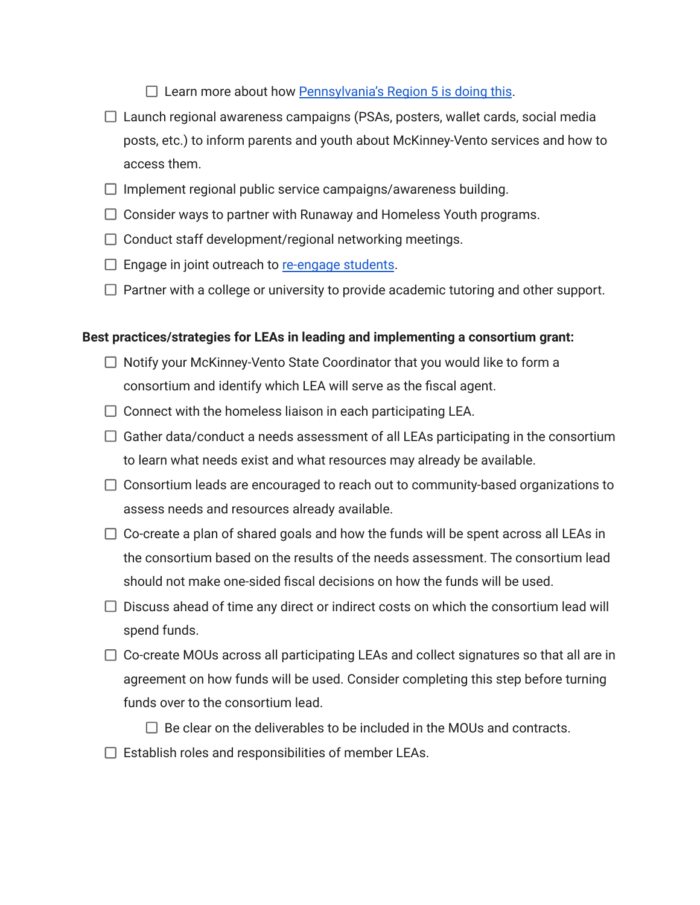- [ ] Learn more about how [Pennsylvania's Region 5 is doing this](#).
- [ ] Launch regional awareness campaigns (PSAs, posters, wallet cards, social media posts, etc.) to inform parents and youth about McKinney-Vento services and how to access them.
- [ ] Implement regional public service campaigns/awareness building.
- [ ] Consider ways to partner with Runaway and Homeless Youth programs.
- [ ] Conduct staff development/regional networking meetings.
- [ ] Engage in joint outreach to [re-engage students](#).
- [ ] Partner with a college or university to provide academic tutoring and other support.

**Best practices/strategies for LEAs in leading and implementing a consortium grant:**

- [ ] Notify your McKinney-Vento State Coordinator that you would like to form a consortium and identify which LEA will serve as the fiscal agent.
- [ ] Connect with the homeless liaison in each participating LEA.
- [ ] Gather data/conduct a needs assessment of all LEAs participating in the consortium to learn what needs exist and what resources may already be available.
- [ ] Consortium leads are encouraged to reach out to community-based organizations to assess needs and resources already available.
- [ ] Co-create a plan of shared goals and how the funds will be spent across all LEAs in the consortium based on the results of the needs assessment. The consortium lead should not make one-sided fiscal decisions on how the funds will be used.
- [ ] Discuss ahead of time any direct or indirect costs on which the consortium lead will spend funds.
- [ ] Co-create MOUs across all participating LEAs and collect signatures so that all are in agreement on how funds will be used. Consider completing this step before turning funds over to the consortium lead.
  - [ ] Be clear on the deliverables to be included in the MOUs and contracts.
- [ ] Establish roles and responsibilities of member LEAs.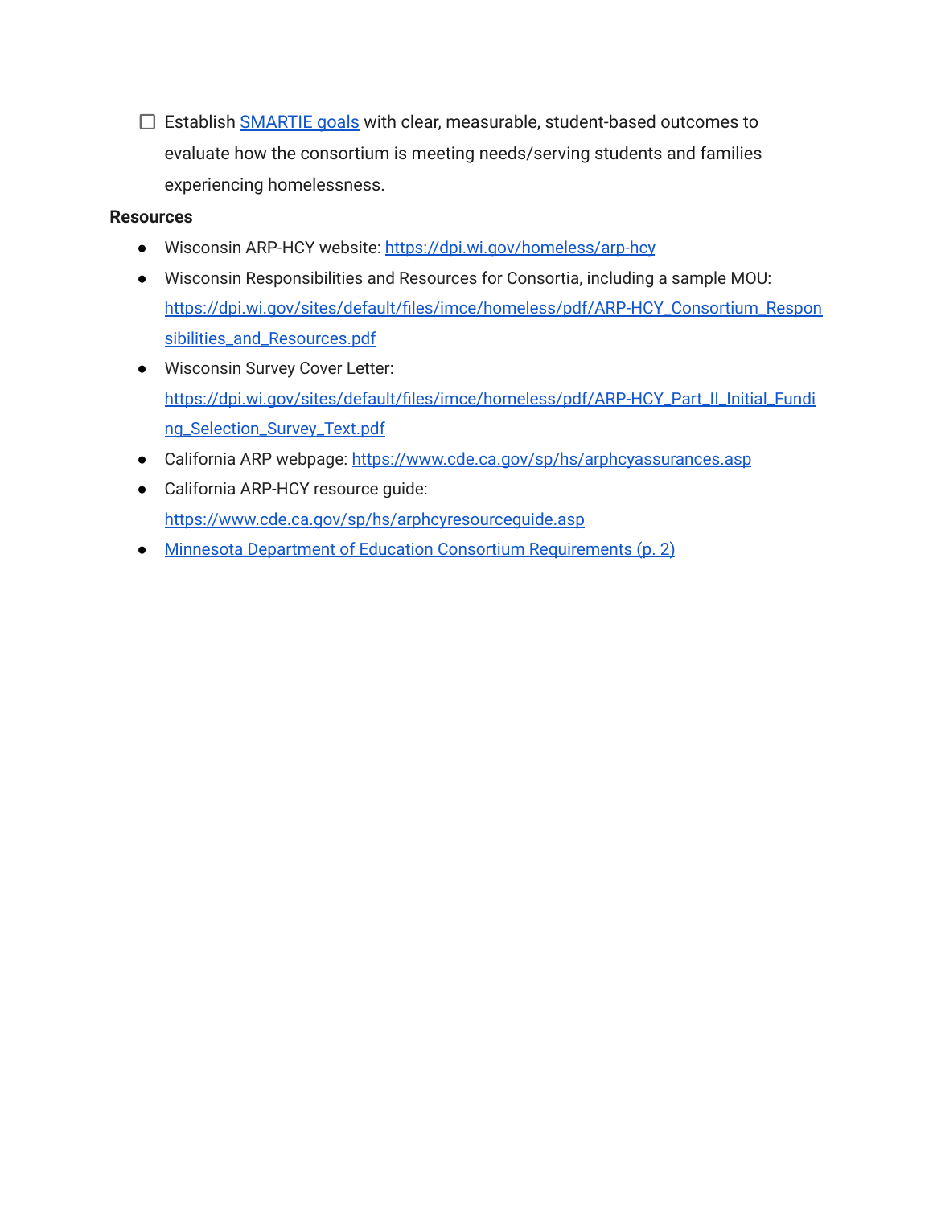- [ ] Establish SMARTIE goals with clear, measurable, student-based outcomes to evaluate how the consortium is meeting needs/serving students and families experiencing homelessness.

**Resources**

- Wisconsin ARP-HCY website: https://dpi.wi.gov/homeless/arp-hcy
- Wisconsin Responsibilities and Resources for Consortia, including a sample MOU: https://dpi.wi.gov/sites/default/files/imce/homeless/pdf/ARP-HCY_Consortium_Responsibilities_and_Resources.pdf
- Wisconsin Survey Cover Letter: https://dpi.wi.gov/sites/default/files/imce/homeless/pdf/ARP-HCY_Part_II_Initial_Funding_Selection_Survey_Text.pdf
- California ARP webpage: https://www.cde.ca.gov/sp/hs/arphcyassurances.asp
- California ARP-HCY resource guide: https://www.cde.ca.gov/sp/hs/arphcyresourceguide.asp
- Minnesota Department of Education Consortium Requirements (p. 2)